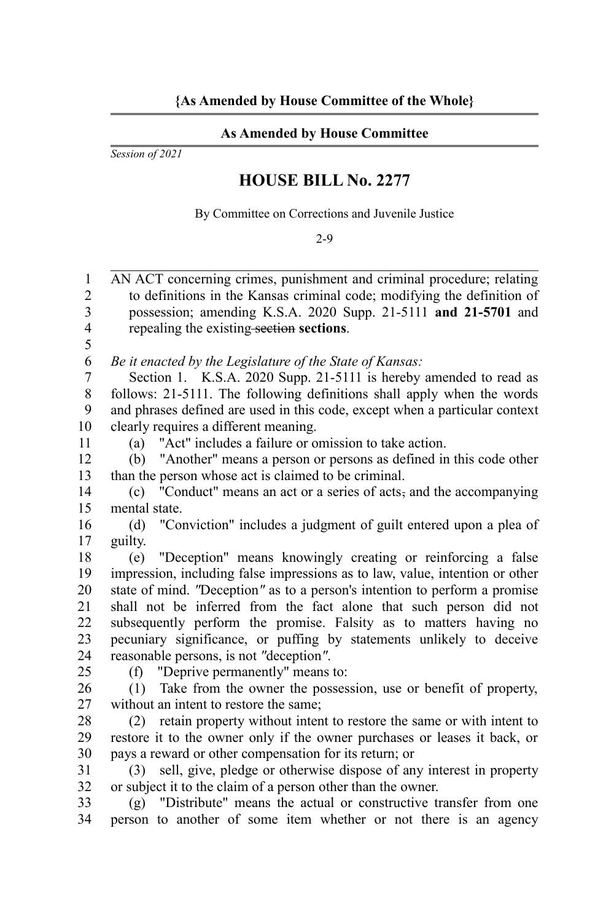**{As Amended by House Committee of the Whole}**

**As Amended by House Committee**

*Session of 2021*

# HOUSE BILL No. 2277

By Committee on Corrections and Juvenile Justice

2-9

AN ACT concerning crimes, punishment and criminal procedure; relating to definitions in the Kansas criminal code; modifying the definition of possession; amending K.S.A. 2020 Supp. 21-5111 **and 21-5701** and repealing the existing ~~section~~ **sections**.

*Be it enacted by the Legislature of the State of Kansas:*

Section 1. K.S.A. 2020 Supp. 21-5111 is hereby amended to read as follows: 21-5111. The following definitions shall apply when the words and phrases defined are used in this code, except when a particular context clearly requires a different meaning.

(a) "Act" includes a failure or omission to take action.

(b) "Another" means a person or persons as defined in this code other than the person whose act is claimed to be criminal.

(c) "Conduct" means an act or a series of acts~~,~~ and the accompanying mental state.

(d) "Conviction" includes a judgment of guilt entered upon a plea of guilty.

(e) "Deception" means knowingly creating or reinforcing a false impression, including false impressions as to law, value, intention or other state of mind. "Deception" as to a person's intention to perform a promise shall not be inferred from the fact alone that such person did not subsequently perform the promise. Falsity as to matters having no pecuniary significance, or puffing by statements unlikely to deceive reasonable persons, is not "deception".

(f) "Deprive permanently" means to:

(1) Take from the owner the possession, use or benefit of property, without an intent to restore the same;

(2) retain property without intent to restore the same or with intent to restore it to the owner only if the owner purchases or leases it back, or pays a reward or other compensation for its return; or

(3) sell, give, pledge or otherwise dispose of any interest in property or subject it to the claim of a person other than the owner.

(g) "Distribute" means the actual or constructive transfer from one person to another of some item whether or not there is an agency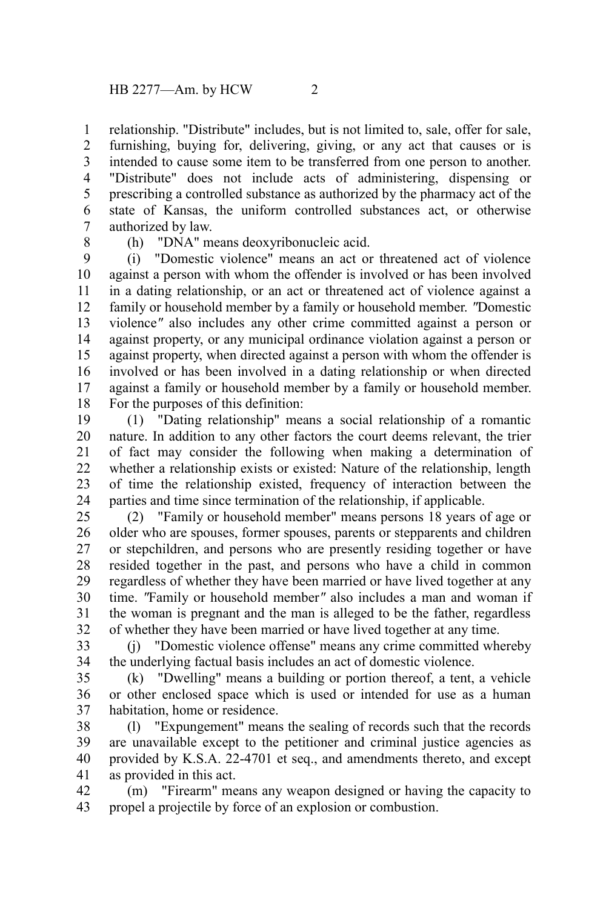relationship. "Distribute" includes, but is not limited to, sale, offer for sale, furnishing, buying for, delivering, giving, or any act that causes or is intended to cause some item to be transferred from one person to another. "Distribute" does not include acts of administering, dispensing or prescribing a controlled substance as authorized by the pharmacy act of the state of Kansas, the uniform controlled substances act, or otherwise authorized by law.

(h) "DNA" means deoxyribonucleic acid.

(i) "Domestic violence" means an act or threatened act of violence against a person with whom the offender is involved or has been involved in a dating relationship, or an act or threatened act of violence against a family or household member by a family or household member. "Domestic violence" also includes any other crime committed against a person or against property, or any municipal ordinance violation against a person or against property, when directed against a person with whom the offender is involved or has been involved in a dating relationship or when directed against a family or household member by a family or household member. For the purposes of this definition:

(1) "Dating relationship" means a social relationship of a romantic nature. In addition to any other factors the court deems relevant, the trier of fact may consider the following when making a determination of whether a relationship exists or existed: Nature of the relationship, length of time the relationship existed, frequency of interaction between the parties and time since termination of the relationship, if applicable.

(2) "Family or household member" means persons 18 years of age or older who are spouses, former spouses, parents or stepparents and children or stepchildren, and persons who are presently residing together or have resided together in the past, and persons who have a child in common regardless of whether they have been married or have lived together at any time. "Family or household member" also includes a man and woman if the woman is pregnant and the man is alleged to be the father, regardless of whether they have been married or have lived together at any time.

(j) "Domestic violence offense" means any crime committed whereby the underlying factual basis includes an act of domestic violence.

(k) "Dwelling" means a building or portion thereof, a tent, a vehicle or other enclosed space which is used or intended for use as a human habitation, home or residence.

(l) "Expungement" means the sealing of records such that the records are unavailable except to the petitioner and criminal justice agencies as provided by K.S.A. 22-4701 et seq., and amendments thereto, and except as provided in this act.

(m) "Firearm" means any weapon designed or having the capacity to propel a projectile by force of an explosion or combustion.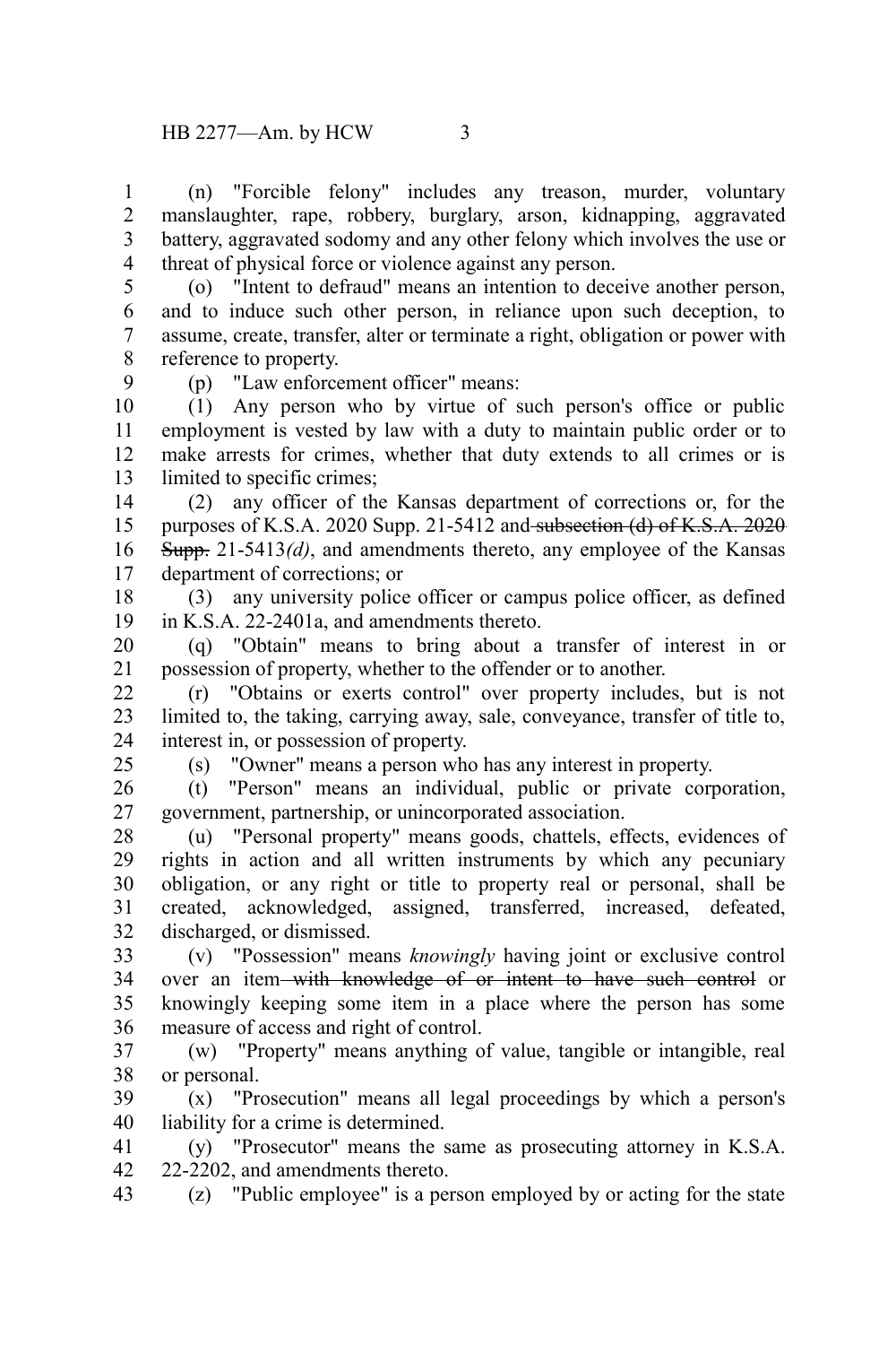(n) "Forcible felony" includes any treason, murder, voluntary manslaughter, rape, robbery, burglary, arson, kidnapping, aggravated battery, aggravated sodomy and any other felony which involves the use or threat of physical force or violence against any person.

(o) "Intent to defraud" means an intention to deceive another person, and to induce such other person, in reliance upon such deception, to assume, create, transfer, alter or terminate a right, obligation or power with reference to property.

(p) "Law enforcement officer" means:

(1) Any person who by virtue of such person's office or public employment is vested by law with a duty to maintain public order or to make arrests for crimes, whether that duty extends to all crimes or is limited to specific crimes;

(2) any officer of the Kansas department of corrections or, for the purposes of K.S.A. 2020 Supp. 21-5412 and ~~subsection (d) of K.S.A. 2020 Supp.~~ 21-5413*(d)*, and amendments thereto, any employee of the Kansas department of corrections; or

(3) any university police officer or campus police officer, as defined in K.S.A. 22-2401a, and amendments thereto.

(q) "Obtain" means to bring about a transfer of interest in or possession of property, whether to the offender or to another.

(r) "Obtains or exerts control" over property includes, but is not limited to, the taking, carrying away, sale, conveyance, transfer of title to, interest in, or possession of property.

(s) "Owner" means a person who has any interest in property.

(t) "Person" means an individual, public or private corporation, government, partnership, or unincorporated association.

(u) "Personal property" means goods, chattels, effects, evidences of rights in action and all written instruments by which any pecuniary obligation, or any right or title to property real or personal, shall be created, acknowledged, assigned, transferred, increased, defeated, discharged, or dismissed.

(v) "Possession" means *knowingly* having joint or exclusive control over an item ~~with knowledge of or intent to have such control~~ or knowingly keeping some item in a place where the person has some measure of access and right of control.

(w) "Property" means anything of value, tangible or intangible, real or personal.

(x) "Prosecution" means all legal proceedings by which a person's liability for a crime is determined.

(y) "Prosecutor" means the same as prosecuting attorney in K.S.A. 22-2202, and amendments thereto.

(z) "Public employee" is a person employed by or acting for the state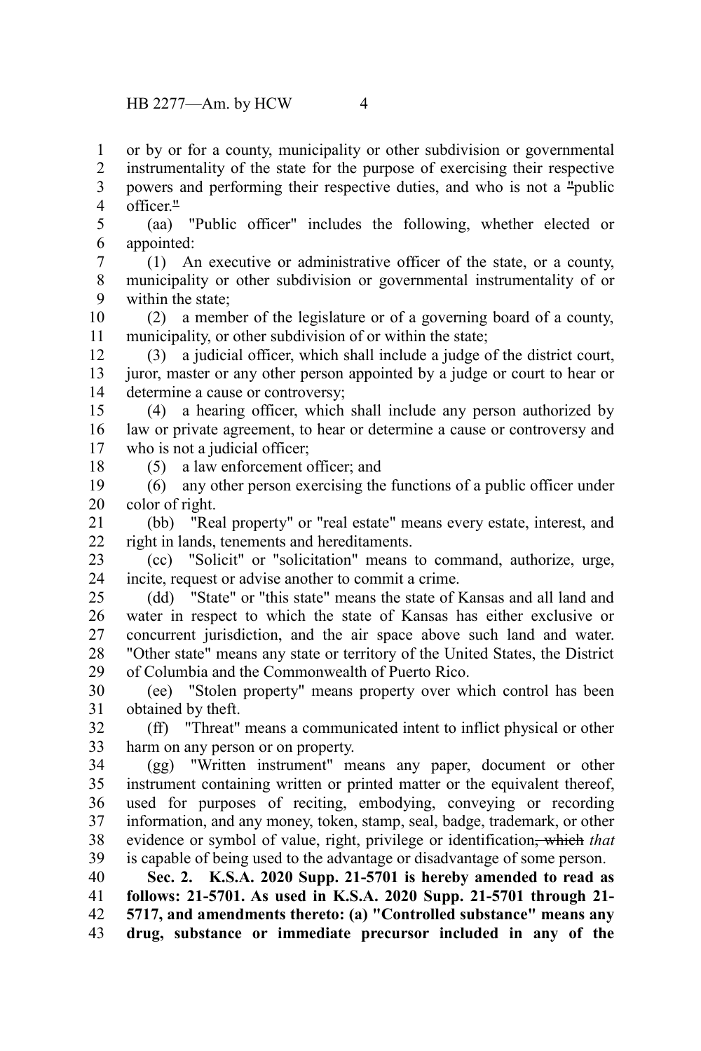or by or for a county, municipality or other subdivision or governmental instrumentality of the state for the purpose of exercising their respective powers and performing their respective duties, and who is not a "public officer."

(aa) "Public officer" includes the following, whether elected or appointed:

(1) An executive or administrative officer of the state, or a county, municipality or other subdivision or governmental instrumentality of or within the state;

(2) a member of the legislature or of a governing board of a county, municipality, or other subdivision of or within the state;

(3) a judicial officer, which shall include a judge of the district court, juror, master or any other person appointed by a judge or court to hear or determine a cause or controversy;

(4) a hearing officer, which shall include any person authorized by law or private agreement, to hear or determine a cause or controversy and who is not a judicial officer;

(5) a law enforcement officer; and

(6) any other person exercising the functions of a public officer under color of right.

(bb) "Real property" or "real estate" means every estate, interest, and right in lands, tenements and hereditaments.

(cc) "Solicit" or "solicitation" means to command, authorize, urge, incite, request or advise another to commit a crime.

(dd) "State" or "this state" means the state of Kansas and all land and water in respect to which the state of Kansas has either exclusive or concurrent jurisdiction, and the air space above such land and water. "Other state" means any state or territory of the United States, the District of Columbia and the Commonwealth of Puerto Rico.

(ee) "Stolen property" means property over which control has been obtained by theft.

(ff) "Threat" means a communicated intent to inflict physical or other harm on any person or on property.

(gg) "Written instrument" means any paper, document or other instrument containing written or printed matter or the equivalent thereof, used for purposes of reciting, embodying, conveying or recording information, and any money, token, stamp, seal, badge, trademark, or other evidence or symbol of value, right, privilege or identification~~, which~~ *that* is capable of being used to the advantage or disadvantage of some person.

**Sec. 2. K.S.A. 2020 Supp. 21-5701 is hereby amended to read as follows: 21-5701. As used in K.S.A. 2020 Supp. 21-5701 through 21-5717, and amendments thereto: (a) "Controlled substance" means any drug, substance or immediate precursor included in any of the**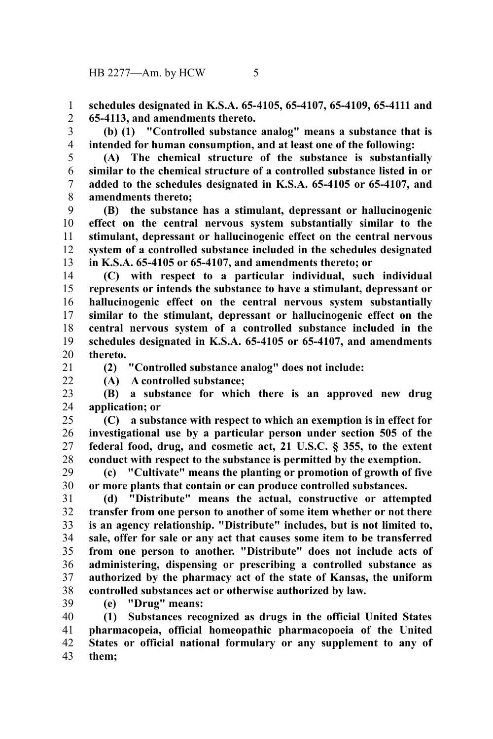**schedules designated in K.S.A. 65-4105, 65-4107, 65-4109, 65-4111 and 65-4113, and amendments thereto.**

**(b) (1) "Controlled substance analog" means a substance that is intended for human consumption, and at least one of the following:**

**(A) The chemical structure of the substance is substantially similar to the chemical structure of a controlled substance listed in or added to the schedules designated in K.S.A. 65-4105 or 65-4107, and amendments thereto;**

**(B) the substance has a stimulant, depressant or hallucinogenic effect on the central nervous system substantially similar to the stimulant, depressant or hallucinogenic effect on the central nervous system of a controlled substance included in the schedules designated in K.S.A. 65-4105 or 65-4107, and amendments thereto; or**

**(C) with respect to a particular individual, such individual represents or intends the substance to have a stimulant, depressant or hallucinogenic effect on the central nervous system substantially similar to the stimulant, depressant or hallucinogenic effect on the central nervous system of a controlled substance included in the schedules designated in K.S.A. 65-4105 or 65-4107, and amendments thereto.**

**(2) "Controlled substance analog" does not include:**

**(A) A controlled substance;**

**(B) a substance for which there is an approved new drug application; or**

**(C) a substance with respect to which an exemption is in effect for investigational use by a particular person under section 505 of the federal food, drug, and cosmetic act, 21 U.S.C. § 355, to the extent conduct with respect to the substance is permitted by the exemption.**

**(c) "Cultivate" means the planting or promotion of growth of five or more plants that contain or can produce controlled substances.**

**(d) "Distribute" means the actual, constructive or attempted transfer from one person to another of some item whether or not there is an agency relationship. "Distribute" includes, but is not limited to, sale, offer for sale or any act that causes some item to be transferred from one person to another. "Distribute" does not include acts of administering, dispensing or prescribing a controlled substance as authorized by the pharmacy act of the state of Kansas, the uniform controlled substances act or otherwise authorized by law.**

**(e) "Drug" means:**

**(1) Substances recognized as drugs in the official United States pharmacopeia, official homeopathic pharmacopoeia of the United States or official national formulary or any supplement to any of them;**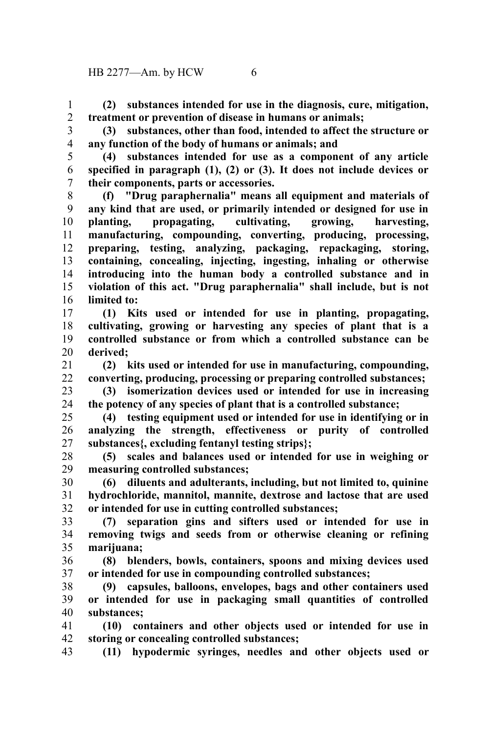**(2) substances intended for use in the diagnosis, cure, mitigation, treatment or prevention of disease in humans or animals;**

**(3) substances, other than food, intended to affect the structure or any function of the body of humans or animals; and**

**(4) substances intended for use as a component of any article specified in paragraph (1), (2) or (3). It does not include devices or their components, parts or accessories.**

**(f) "Drug paraphernalia" means all equipment and materials of any kind that are used, or primarily intended or designed for use in planting, propagating, cultivating, growing, harvesting, manufacturing, compounding, converting, producing, processing, preparing, testing, analyzing, packaging, repackaging, storing, containing, concealing, injecting, ingesting, inhaling or otherwise introducing into the human body a controlled substance and in violation of this act. "Drug paraphernalia" shall include, but is not limited to:**

**(1) Kits used or intended for use in planting, propagating, cultivating, growing or harvesting any species of plant that is a controlled substance or from which a controlled substance can be derived;**

**(2) kits used or intended for use in manufacturing, compounding, converting, producing, processing or preparing controlled substances;**

**(3) isomerization devices used or intended for use in increasing the potency of any species of plant that is a controlled substance;**

**(4) testing equipment used or intended for use in identifying or in analyzing the strength, effectiveness or purity of controlled substances{, excluding fentanyl testing strips};**

**(5) scales and balances used or intended for use in weighing or measuring controlled substances;**

**(6) diluents and adulterants, including, but not limited to, quinine hydrochloride, mannitol, mannite, dextrose and lactose that are used or intended for use in cutting controlled substances;**

**(7) separation gins and sifters used or intended for use in removing twigs and seeds from or otherwise cleaning or refining marijuana;**

**(8) blenders, bowls, containers, spoons and mixing devices used or intended for use in compounding controlled substances;**

**(9) capsules, balloons, envelopes, bags and other containers used or intended for use in packaging small quantities of controlled substances;**

**(10) containers and other objects used or intended for use in storing or concealing controlled substances;**

**(11) hypodermic syringes, needles and other objects used or**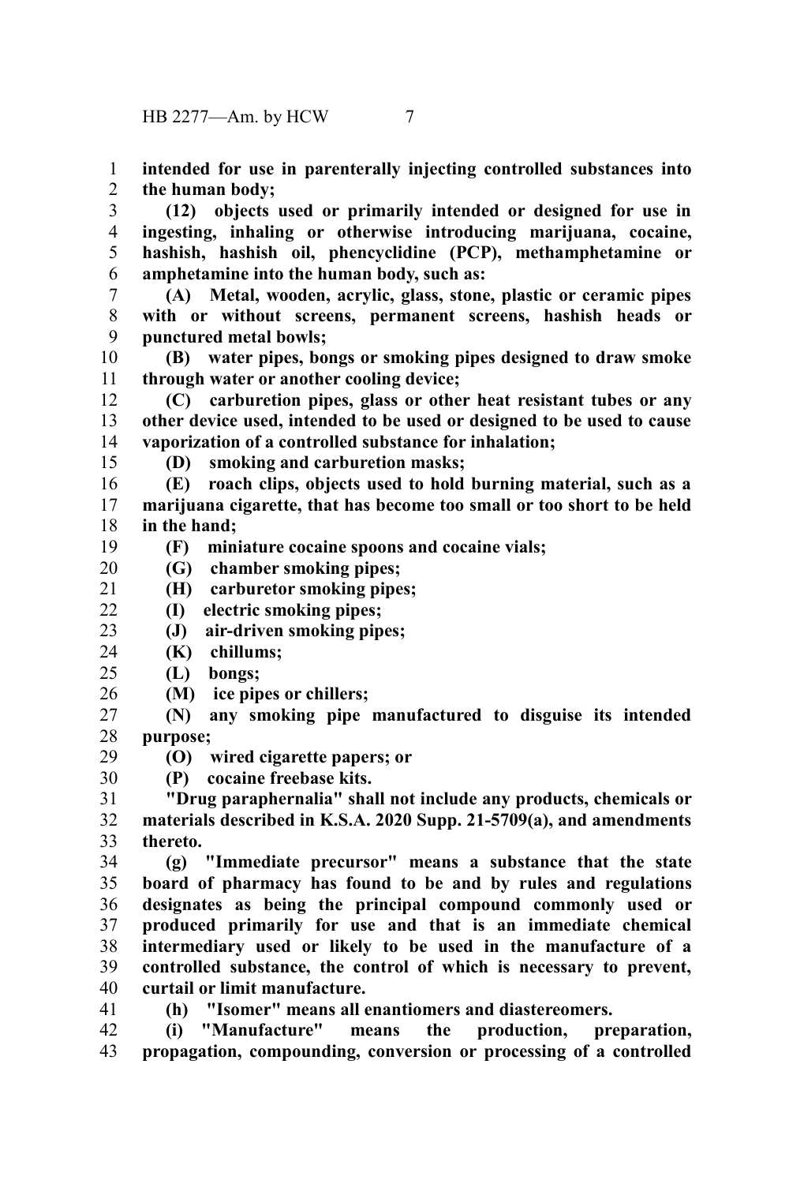**intended for use in parenterally injecting controlled substances into the human body;**

**(12) objects used or primarily intended or designed for use in ingesting, inhaling or otherwise introducing marijuana, cocaine, hashish, hashish oil, phencyclidine (PCP), methamphetamine or amphetamine into the human body, such as:**

**(A) Metal, wooden, acrylic, glass, stone, plastic or ceramic pipes with or without screens, permanent screens, hashish heads or punctured metal bowls;**

**(B) water pipes, bongs or smoking pipes designed to draw smoke through water or another cooling device;**

**(C) carburetion pipes, glass or other heat resistant tubes or any other device used, intended to be used or designed to be used to cause vaporization of a controlled substance for inhalation;**

**(D) smoking and carburetion masks;**

**(E) roach clips, objects used to hold burning material, such as a marijuana cigarette, that has become too small or too short to be held in the hand;**

**(F) miniature cocaine spoons and cocaine vials;**

**(G) chamber smoking pipes;**

**(H) carburetor smoking pipes;**

**(I) electric smoking pipes;**

**(J) air-driven smoking pipes;**

**(K) chillums;**

**(L) bongs;**

**(M) ice pipes or chillers;**

**(N) any smoking pipe manufactured to disguise its intended purpose;**

**(O) wired cigarette papers; or**

**(P) cocaine freebase kits.**

**"Drug paraphernalia" shall not include any products, chemicals or materials described in K.S.A. 2020 Supp. 21-5709(a), and amendments thereto.**

**(g) "Immediate precursor" means a substance that the state board of pharmacy has found to be and by rules and regulations designates as being the principal compound commonly used or produced primarily for use and that is an immediate chemical intermediary used or likely to be used in the manufacture of a controlled substance, the control of which is necessary to prevent, curtail or limit manufacture.**

**(h) "Isomer" means all enantiomers and diastereomers.**

**(i) "Manufacture" means the production, preparation, propagation, compounding, conversion or processing of a controlled**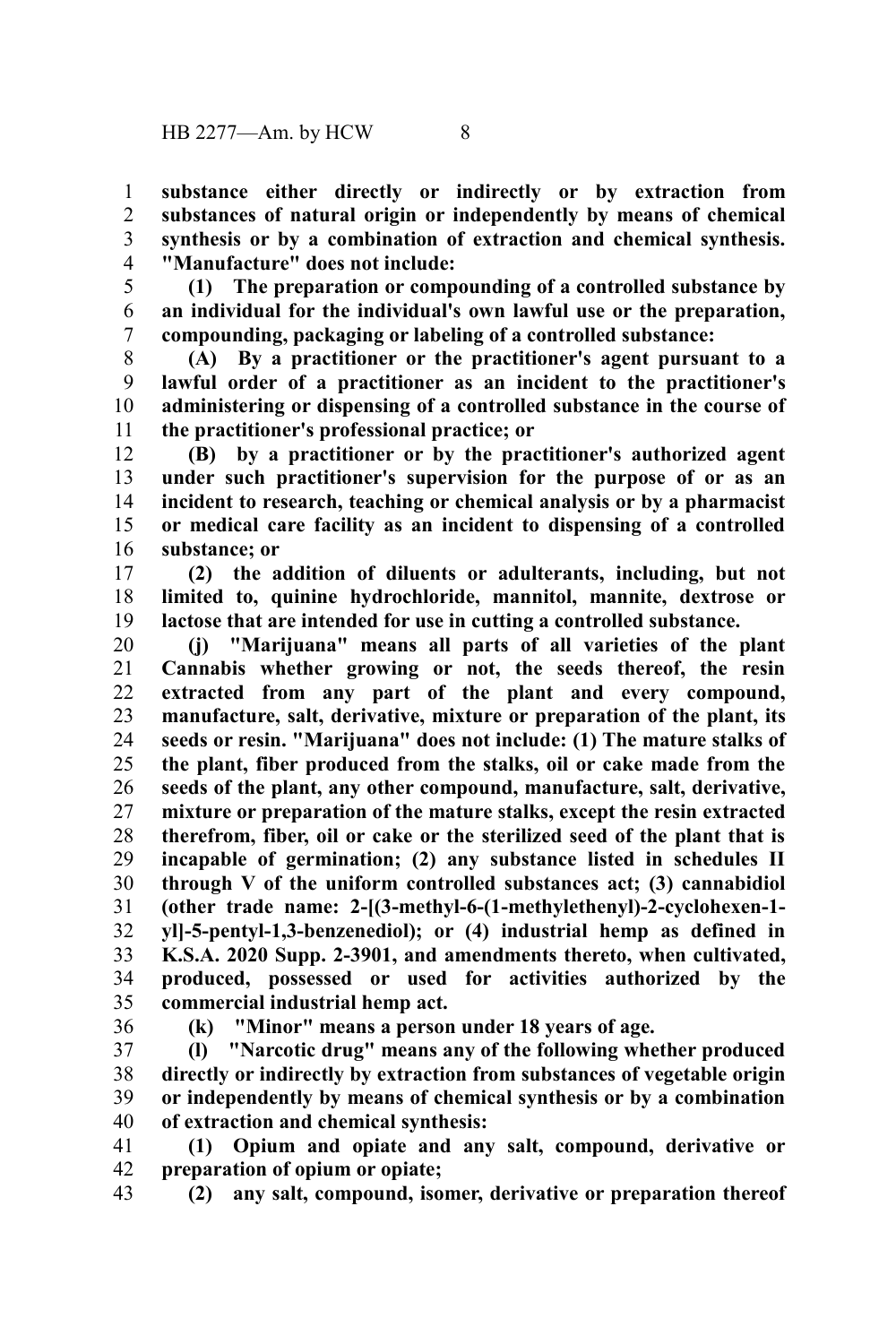**substance either directly or indirectly or by extraction from substances of natural origin or independently by means of chemical synthesis or by a combination of extraction and chemical synthesis. "Manufacture" does not include:**

**(1) The preparation or compounding of a controlled substance by an individual for the individual's own lawful use or the preparation, compounding, packaging or labeling of a controlled substance:**

**(A) By a practitioner or the practitioner's agent pursuant to a lawful order of a practitioner as an incident to the practitioner's administering or dispensing of a controlled substance in the course of the practitioner's professional practice; or**

**(B) by a practitioner or by the practitioner's authorized agent under such practitioner's supervision for the purpose of or as an incident to research, teaching or chemical analysis or by a pharmacist or medical care facility as an incident to dispensing of a controlled substance; or**

**(2) the addition of diluents or adulterants, including, but not limited to, quinine hydrochloride, mannitol, mannite, dextrose or lactose that are intended for use in cutting a controlled substance.**

**(j) "Marijuana" means all parts of all varieties of the plant Cannabis whether growing or not, the seeds thereof, the resin extracted from any part of the plant and every compound, manufacture, salt, derivative, mixture or preparation of the plant, its seeds or resin. "Marijuana" does not include: (1) The mature stalks of the plant, fiber produced from the stalks, oil or cake made from the seeds of the plant, any other compound, manufacture, salt, derivative, mixture or preparation of the mature stalks, except the resin extracted therefrom, fiber, oil or cake or the sterilized seed of the plant that is incapable of germination; (2) any substance listed in schedules II through V of the uniform controlled substances act; (3) cannabidiol (other trade name: 2-[(3-methyl-6-(1-methylethenyl)-2-cyclohexen-1-yl]-5-pentyl-1,3-benzenediol); or (4) industrial hemp as defined in K.S.A. 2020 Supp. 2-3901, and amendments thereto, when cultivated, produced, possessed or used for activities authorized by the commercial industrial hemp act.**

**(k) "Minor" means a person under 18 years of age.**

**(l) "Narcotic drug" means any of the following whether produced directly or indirectly by extraction from substances of vegetable origin or independently by means of chemical synthesis or by a combination of extraction and chemical synthesis:**

**(1) Opium and opiate and any salt, compound, derivative or preparation of opium or opiate;**

**(2) any salt, compound, isomer, derivative or preparation thereof**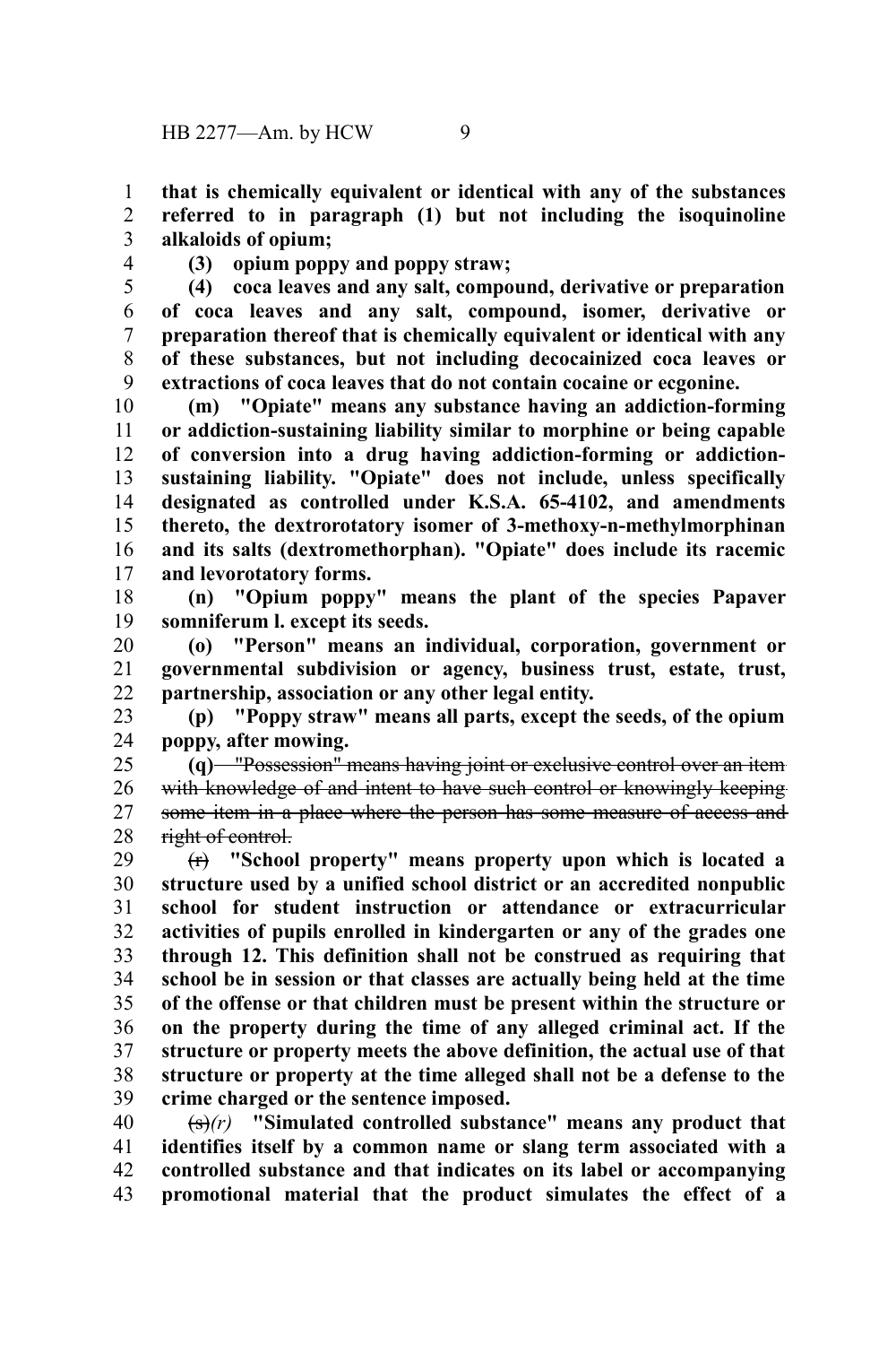**that is chemically equivalent or identical with any of the substances referred to in paragraph (1) but not including the isoquinoline alkaloids of opium;**

**(3) opium poppy and poppy straw;**

**(4) coca leaves and any salt, compound, derivative or preparation of coca leaves and any salt, compound, isomer, derivative or preparation thereof that is chemically equivalent or identical with any of these substances, but not including decocainized coca leaves or extractions of coca leaves that do not contain cocaine or ecgonine.**

**(m) "Opiate" means any substance having an addiction-forming or addiction-sustaining liability similar to morphine or being capable of conversion into a drug having addiction-forming or addiction-sustaining liability. "Opiate" does not include, unless specifically designated as controlled under K.S.A. 65-4102, and amendments thereto, the dextrorotatory isomer of 3-methoxy-n-methylmorphinan and its salts (dextromethorphan). "Opiate" does include its racemic and levorotatory forms.**

**(n) "Opium poppy" means the plant of the species Papaver somniferum l. except its seeds.**

**(o) "Person" means an individual, corporation, government or governmental subdivision or agency, business trust, estate, trust, partnership, association or any other legal entity.**

**(p) "Poppy straw" means all parts, except the seeds, of the opium poppy, after mowing.**

**(q)** ~~"Possession" means having joint or exclusive control over an item with knowledge of and intent to have such control or knowingly keeping some item in a place where the person has some measure of access and right of control.~~

~~(r)~~ **"School property" means property upon which is located a structure used by a unified school district or an accredited nonpublic school for student instruction or attendance or extracurricular activities of pupils enrolled in kindergarten or any of the grades one through 12. This definition shall not be construed as requiring that school be in session or that classes are actually being held at the time of the offense or that children must be present within the structure or on the property during the time of any alleged criminal act. If the structure or property meets the above definition, the actual use of that structure or property at the time alleged shall not be a defense to the crime charged or the sentence imposed.**

~~(s)~~*(r)* **"Simulated controlled substance" means any product that identifies itself by a common name or slang term associated with a controlled substance and that indicates on its label or accompanying promotional material that the product simulates the effect of a**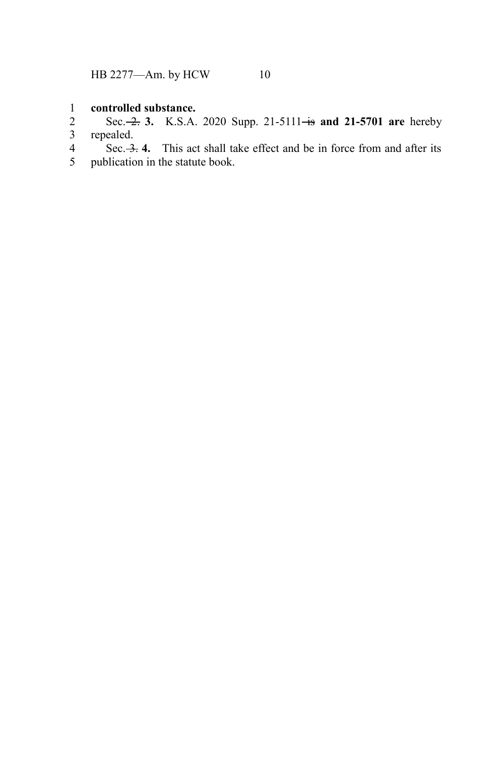**controlled substance.**

Sec. ~~2.~~ **3.** K.S.A. 2020 Supp. 21-5111 ~~is~~ **and 21-5701 are** hereby repealed.

Sec. ~~3.~~ **4.** This act shall take effect and be in force from and after its publication in the statute book.